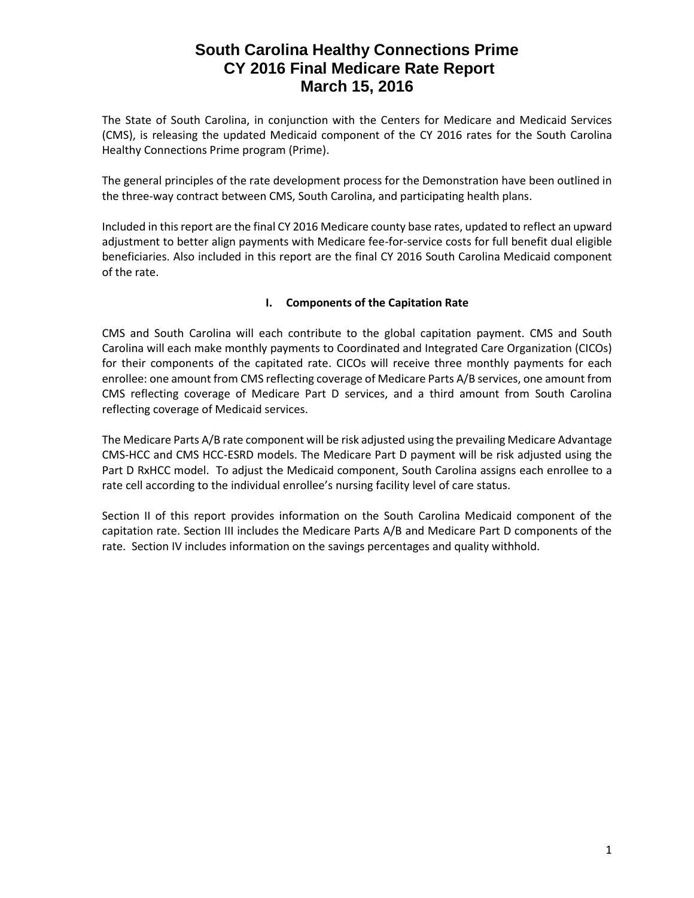# South Carolina Healthy Connections Prime
# CY 2016 Final Medicare Rate Report
# March 15, 2016

The State of South Carolina, in conjunction with the Centers for Medicare and Medicaid Services (CMS), is releasing the updated Medicaid component of the CY 2016 rates for the South Carolina Healthy Connections Prime program (Prime).

The general principles of the rate development process for the Demonstration have been outlined in the three-way contract between CMS, South Carolina, and participating health plans.

Included in this report are the final CY 2016 Medicare county base rates, updated to reflect an upward adjustment to better align payments with Medicare fee-for-service costs for full benefit dual eligible beneficiaries. Also included in this report are the final CY 2016 South Carolina Medicaid component of the rate.

## I. Components of the Capitation Rate

CMS and South Carolina will each contribute to the global capitation payment. CMS and South Carolina will each make monthly payments to Coordinated and Integrated Care Organization (CICOs) for their components of the capitated rate. CICOs will receive three monthly payments for each enrollee: one amount from CMS reflecting coverage of Medicare Parts A/B services, one amount from CMS reflecting coverage of Medicare Part D services, and a third amount from South Carolina reflecting coverage of Medicaid services.

The Medicare Parts A/B rate component will be risk adjusted using the prevailing Medicare Advantage CMS-HCC and CMS HCC-ESRD models. The Medicare Part D payment will be risk adjusted using the Part D RxHCC model. To adjust the Medicaid component, South Carolina assigns each enrollee to a rate cell according to the individual enrollee's nursing facility level of care status.

Section II of this report provides information on the South Carolina Medicaid component of the capitation rate. Section III includes the Medicare Parts A/B and Medicare Part D components of the rate. Section IV includes information on the savings percentages and quality withhold.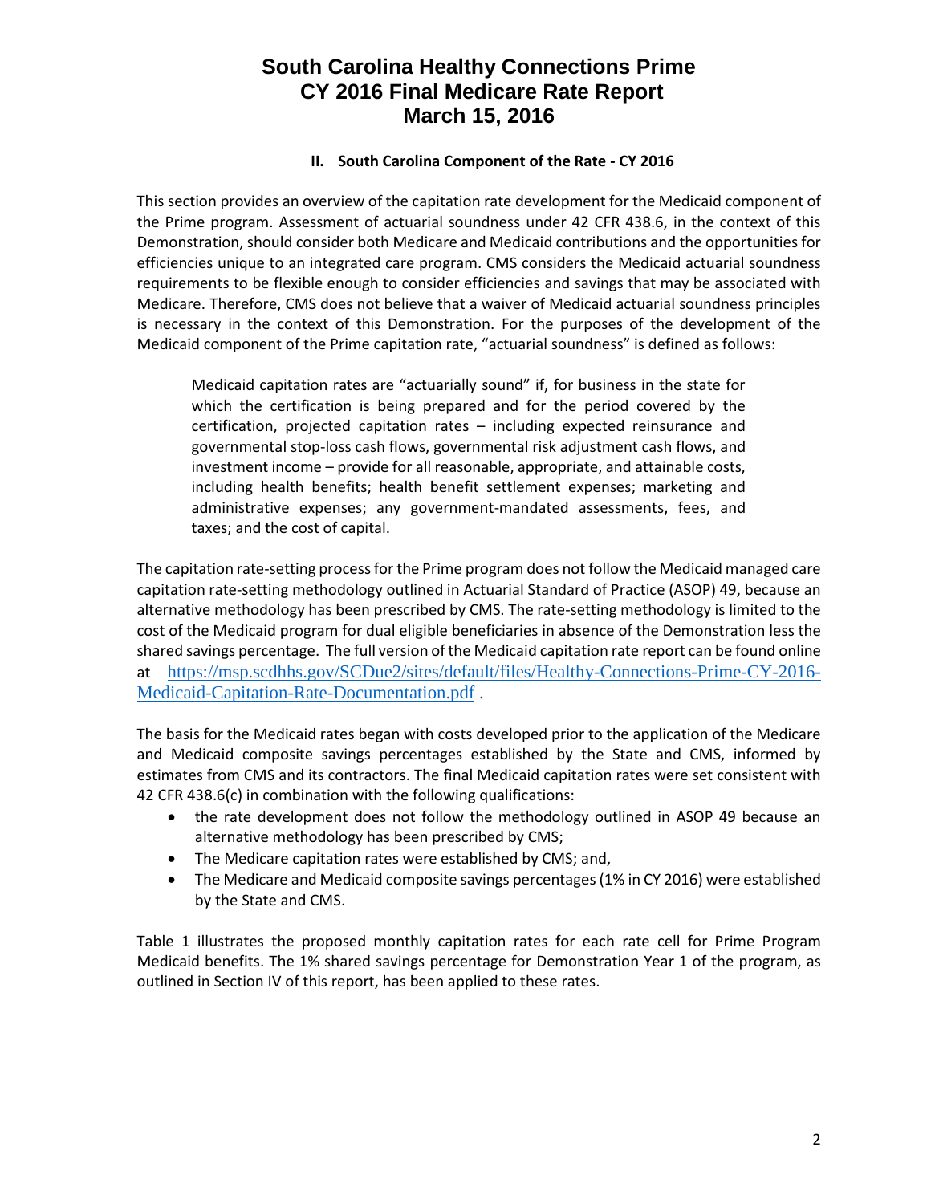# South Carolina Healthy Connections Prime
# CY 2016 Final Medicare Rate Report
# March 15, 2016

## II. South Carolina Component of the Rate - CY 2016

This section provides an overview of the capitation rate development for the Medicaid component of the Prime program. Assessment of actuarial soundness under 42 CFR 438.6, in the context of this Demonstration, should consider both Medicare and Medicaid contributions and the opportunities for efficiencies unique to an integrated care program. CMS considers the Medicaid actuarial soundness requirements to be flexible enough to consider efficiencies and savings that may be associated with Medicare. Therefore, CMS does not believe that a waiver of Medicaid actuarial soundness principles is necessary in the context of this Demonstration. For the purposes of the development of the Medicaid component of the Prime capitation rate, "actuarial soundness" is defined as follows:

> Medicaid capitation rates are "actuarially sound" if, for business in the state for which the certification is being prepared and for the period covered by the certification, projected capitation rates – including expected reinsurance and governmental stop-loss cash flows, governmental risk adjustment cash flows, and investment income – provide for all reasonable, appropriate, and attainable costs, including health benefits; health benefit settlement expenses; marketing and administrative expenses; any government-mandated assessments, fees, and taxes; and the cost of capital.

The capitation rate-setting process for the Prime program does not follow the Medicaid managed care capitation rate-setting methodology outlined in Actuarial Standard of Practice (ASOP) 49, because an alternative methodology has been prescribed by CMS. The rate-setting methodology is limited to the cost of the Medicaid program for dual eligible beneficiaries in absence of the Demonstration less the shared savings percentage. The full version of the Medicaid capitation rate report can be found online at https://msp.scdhhs.gov/SCDue2/sites/default/files/Healthy-Connections-Prime-CY-2016-Medicaid-Capitation-Rate-Documentation.pdf .

The basis for the Medicaid rates began with costs developed prior to the application of the Medicare and Medicaid composite savings percentages established by the State and CMS, informed by estimates from CMS and its contractors. The final Medicaid capitation rates were set consistent with 42 CFR 438.6(c) in combination with the following qualifications:

- the rate development does not follow the methodology outlined in ASOP 49 because an alternative methodology has been prescribed by CMS;
- The Medicare capitation rates were established by CMS; and,
- The Medicare and Medicaid composite savings percentages (1% in CY 2016) were established by the State and CMS.

Table 1 illustrates the proposed monthly capitation rates for each rate cell for Prime Program Medicaid benefits. The 1% shared savings percentage for Demonstration Year 1 of the program, as outlined in Section IV of this report, has been applied to these rates.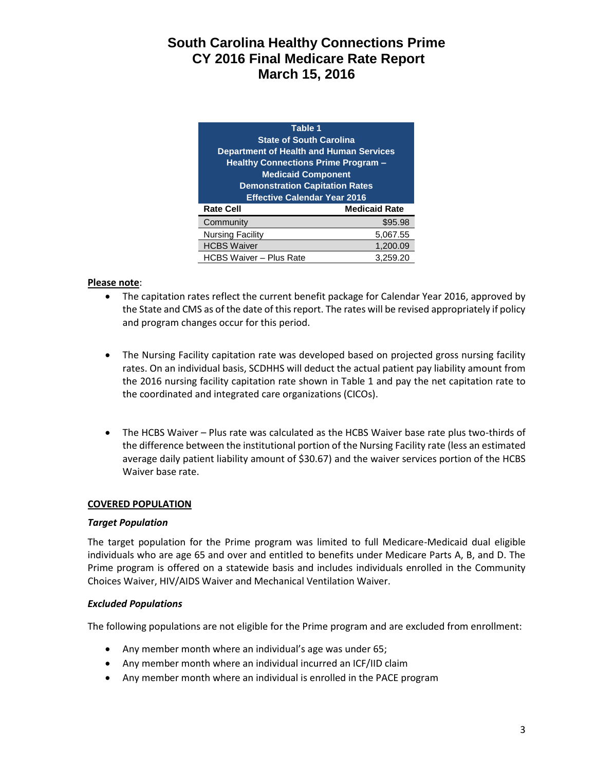# South Carolina Healthy Connections Prime
# CY 2016 Final Medicare Rate Report
# March 15, 2016

| Table 1<br>State of South Carolina<br>Department of Health and Human Services<br>Healthy Connections Prime Program –<br>Medicaid Component<br>Demonstration Capitation Rates<br>Effective Calendar Year 2016 | |
|---|---|
| **Rate Cell** | **Medicaid Rate** |
| Community | $95.98 |
| Nursing Facility | 5,067.55 |
| HCBS Waiver | 1,200.09 |
| HCBS Waiver – Plus Rate | 3,259.20 |

**Please note**:

- The capitation rates reflect the current benefit package for Calendar Year 2016, approved by the State and CMS as of the date of this report. The rates will be revised appropriately if policy and program changes occur for this period.
- The Nursing Facility capitation rate was developed based on projected gross nursing facility rates. On an individual basis, SCDHHS will deduct the actual patient pay liability amount from the 2016 nursing facility capitation rate shown in Table 1 and pay the net capitation rate to the coordinated and integrated care organizations (CICOs).
- The HCBS Waiver – Plus rate was calculated as the HCBS Waiver base rate plus two-thirds of the difference between the institutional portion of the Nursing Facility rate (less an estimated average daily patient liability amount of $30.67) and the waiver services portion of the HCBS Waiver base rate.

## COVERED POPULATION

### *Target Population*

The target population for the Prime program was limited to full Medicare-Medicaid dual eligible individuals who are age 65 and over and entitled to benefits under Medicare Parts A, B, and D. The Prime program is offered on a statewide basis and includes individuals enrolled in the Community Choices Waiver, HIV/AIDS Waiver and Mechanical Ventilation Waiver.

### *Excluded Populations*

The following populations are not eligible for the Prime program and are excluded from enrollment:

- Any member month where an individual's age was under 65;
- Any member month where an individual incurred an ICF/IID claim
- Any member month where an individual is enrolled in the PACE program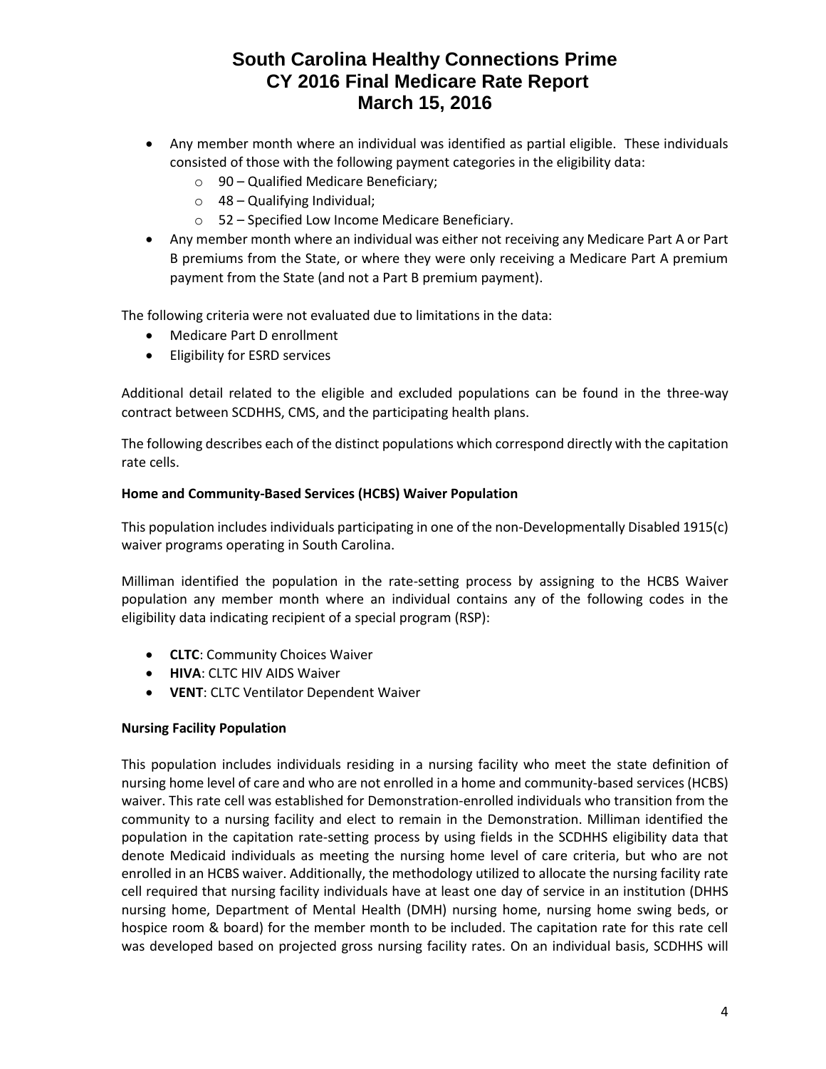- Any member month where an individual was identified as partial eligible. These individuals consisted of those with the following payment categories in the eligibility data:
  - 90 – Qualified Medicare Beneficiary;
  - 48 – Qualifying Individual;
  - 52 – Specified Low Income Medicare Beneficiary.
- Any member month where an individual was either not receiving any Medicare Part A or Part B premiums from the State, or where they were only receiving a Medicare Part A premium payment from the State (and not a Part B premium payment).

The following criteria were not evaluated due to limitations in the data:

- Medicare Part D enrollment
- Eligibility for ESRD services

Additional detail related to the eligible and excluded populations can be found in the three-way contract between SCDHHS, CMS, and the participating health plans.

The following describes each of the distinct populations which correspond directly with the capitation rate cells.

**Home and Community-Based Services (HCBS) Waiver Population**

This population includes individuals participating in one of the non-Developmentally Disabled 1915(c) waiver programs operating in South Carolina.

Milliman identified the population in the rate-setting process by assigning to the HCBS Waiver population any member month where an individual contains any of the following codes in the eligibility data indicating recipient of a special program (RSP):

- **CLTC**: Community Choices Waiver
- **HIVA**: CLTC HIV AIDS Waiver
- **VENT**: CLTC Ventilator Dependent Waiver

**Nursing Facility Population**

This population includes individuals residing in a nursing facility who meet the state definition of nursing home level of care and who are not enrolled in a home and community-based services (HCBS) waiver. This rate cell was established for Demonstration-enrolled individuals who transition from the community to a nursing facility and elect to remain in the Demonstration. Milliman identified the population in the capitation rate-setting process by using fields in the SCDHHS eligibility data that denote Medicaid individuals as meeting the nursing home level of care criteria, but who are not enrolled in an HCBS waiver. Additionally, the methodology utilized to allocate the nursing facility rate cell required that nursing facility individuals have at least one day of service in an institution (DHHS nursing home, Department of Mental Health (DMH) nursing home, nursing home swing beds, or hospice room & board) for the member month to be included. The capitation rate for this rate cell was developed based on projected gross nursing facility rates. On an individual basis, SCDHHS will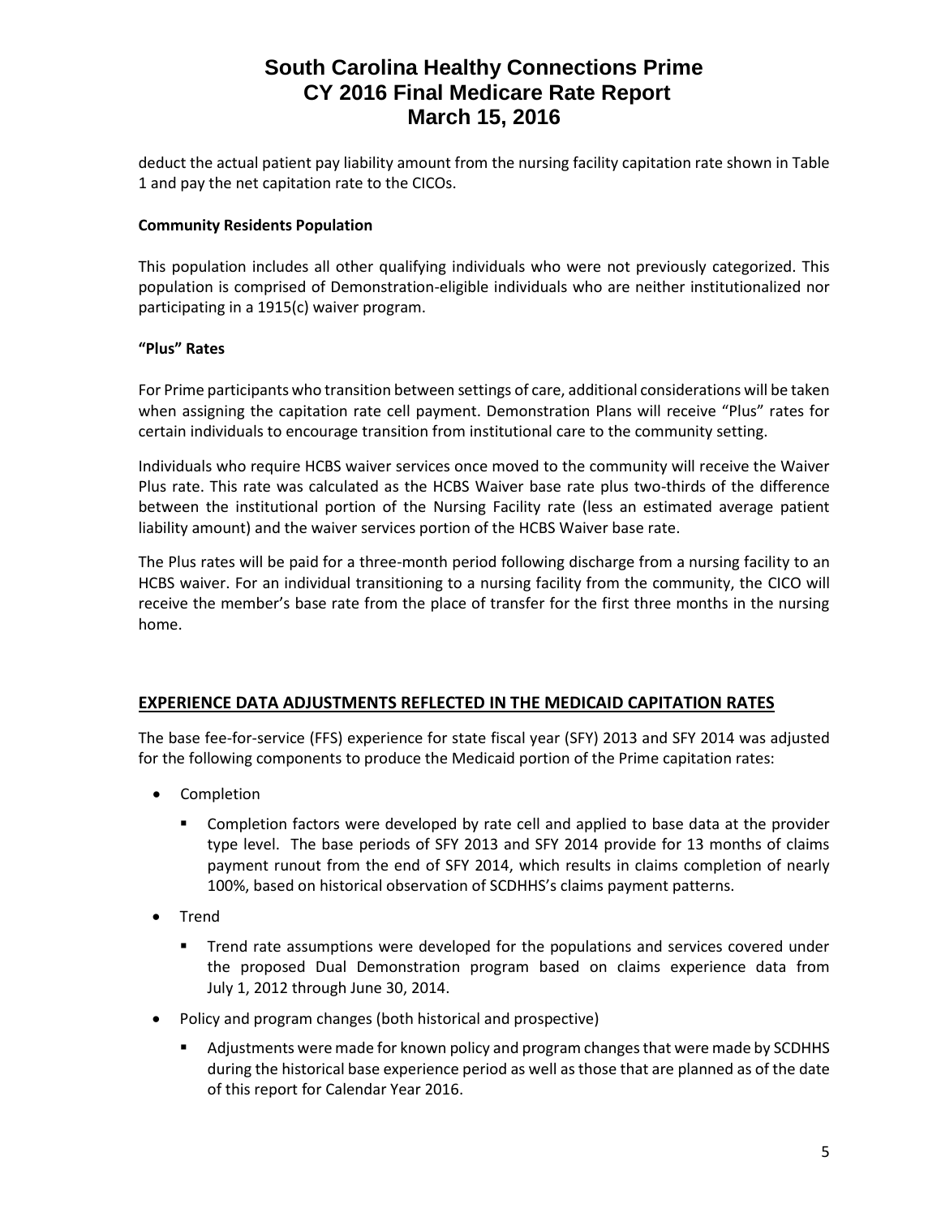deduct the actual patient pay liability amount from the nursing facility capitation rate shown in Table 1 and pay the net capitation rate to the CICOs.

**Community Residents Population**

This population includes all other qualifying individuals who were not previously categorized. This population is comprised of Demonstration-eligible individuals who are neither institutionalized nor participating in a 1915(c) waiver program.

**"Plus" Rates**

For Prime participants who transition between settings of care, additional considerations will be taken when assigning the capitation rate cell payment. Demonstration Plans will receive "Plus" rates for certain individuals to encourage transition from institutional care to the community setting.

Individuals who require HCBS waiver services once moved to the community will receive the Waiver Plus rate. This rate was calculated as the HCBS Waiver base rate plus two-thirds of the difference between the institutional portion of the Nursing Facility rate (less an estimated average patient liability amount) and the waiver services portion of the HCBS Waiver base rate.

The Plus rates will be paid for a three-month period following discharge from a nursing facility to an HCBS waiver. For an individual transitioning to a nursing facility from the community, the CICO will receive the member's base rate from the place of transfer for the first three months in the nursing home.

## EXPERIENCE DATA ADJUSTMENTS REFLECTED IN THE MEDICAID CAPITATION RATES

The base fee-for-service (FFS) experience for state fiscal year (SFY) 2013 and SFY 2014 was adjusted for the following components to produce the Medicaid portion of the Prime capitation rates:

- Completion
  - Completion factors were developed by rate cell and applied to base data at the provider type level. The base periods of SFY 2013 and SFY 2014 provide for 13 months of claims payment runout from the end of SFY 2014, which results in claims completion of nearly 100%, based on historical observation of SCDHHS's claims payment patterns.
- Trend
  - Trend rate assumptions were developed for the populations and services covered under the proposed Dual Demonstration program based on claims experience data from July 1, 2012 through June 30, 2014.
- Policy and program changes (both historical and prospective)
  - Adjustments were made for known policy and program changes that were made by SCDHHS during the historical base experience period as well as those that are planned as of the date of this report for Calendar Year 2016.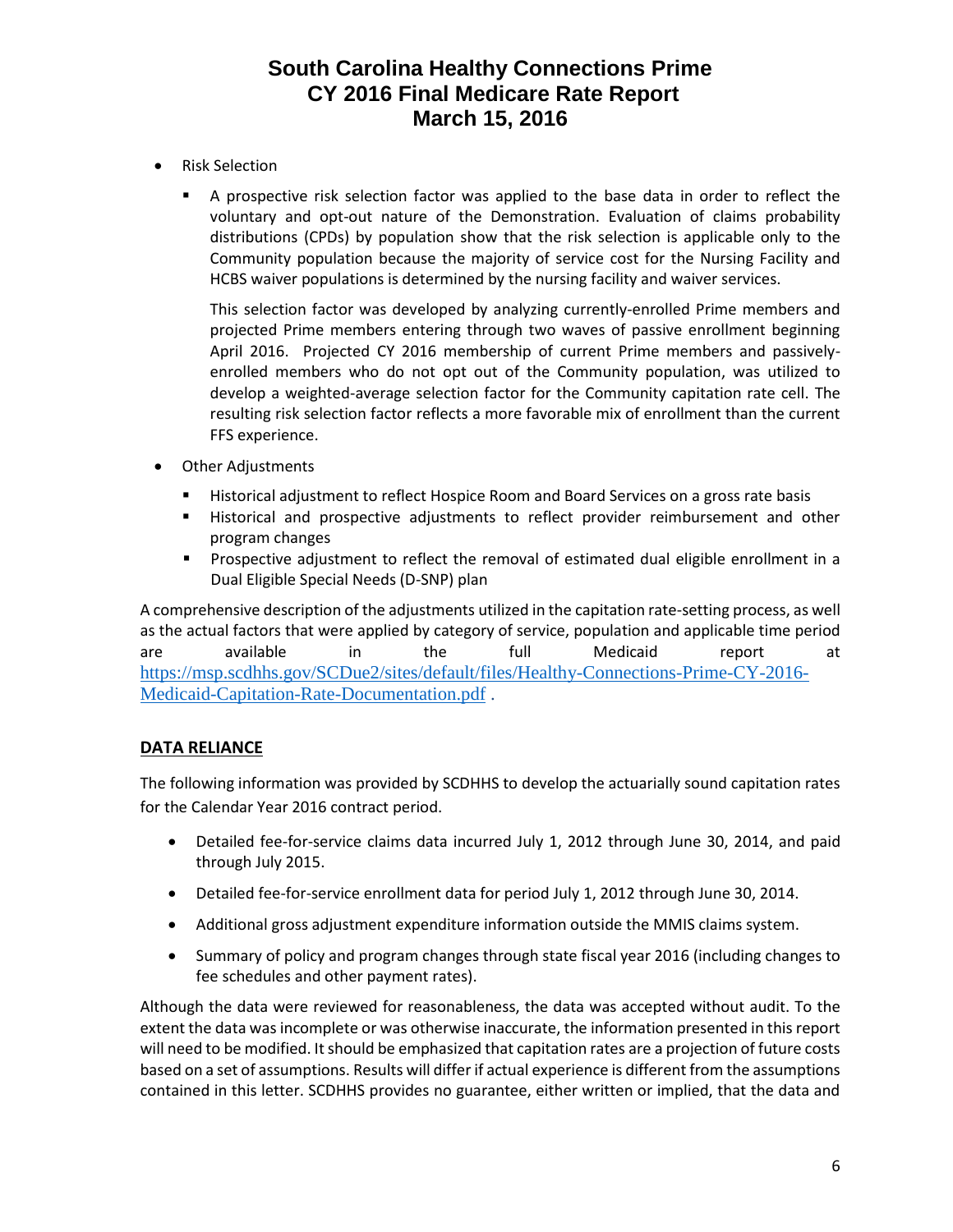- Risk Selection
  - A prospective risk selection factor was applied to the base data in order to reflect the voluntary and opt-out nature of the Demonstration. Evaluation of claims probability distributions (CPDs) by population show that the risk selection is applicable only to the Community population because the majority of service cost for the Nursing Facility and HCBS waiver populations is determined by the nursing facility and waiver services.

    This selection factor was developed by analyzing currently-enrolled Prime members and projected Prime members entering through two waves of passive enrollment beginning April 2016. Projected CY 2016 membership of current Prime members and passively-enrolled members who do not opt out of the Community population, was utilized to develop a weighted-average selection factor for the Community capitation rate cell. The resulting risk selection factor reflects a more favorable mix of enrollment than the current FFS experience.

- Other Adjustments
  - Historical adjustment to reflect Hospice Room and Board Services on a gross rate basis
  - Historical and prospective adjustments to reflect provider reimbursement and other program changes
  - Prospective adjustment to reflect the removal of estimated dual eligible enrollment in a Dual Eligible Special Needs (D-SNP) plan

A comprehensive description of the adjustments utilized in the capitation rate-setting process, as well as the actual factors that were applied by category of service, population and applicable time period are available in the full Medicaid report at https://msp.scdhhs.gov/SCDue2/sites/default/files/Healthy-Connections-Prime-CY-2016-Medicaid-Capitation-Rate-Documentation.pdf .

## DATA RELIANCE

The following information was provided by SCDHHS to develop the actuarially sound capitation rates for the Calendar Year 2016 contract period.

- Detailed fee-for-service claims data incurred July 1, 2012 through June 30, 2014, and paid through July 2015.
- Detailed fee-for-service enrollment data for period July 1, 2012 through June 30, 2014.
- Additional gross adjustment expenditure information outside the MMIS claims system.
- Summary of policy and program changes through state fiscal year 2016 (including changes to fee schedules and other payment rates).

Although the data were reviewed for reasonableness, the data was accepted without audit. To the extent the data was incomplete or was otherwise inaccurate, the information presented in this report will need to be modified. It should be emphasized that capitation rates are a projection of future costs based on a set of assumptions. Results will differ if actual experience is different from the assumptions contained in this letter. SCDHHS provides no guarantee, either written or implied, that the data and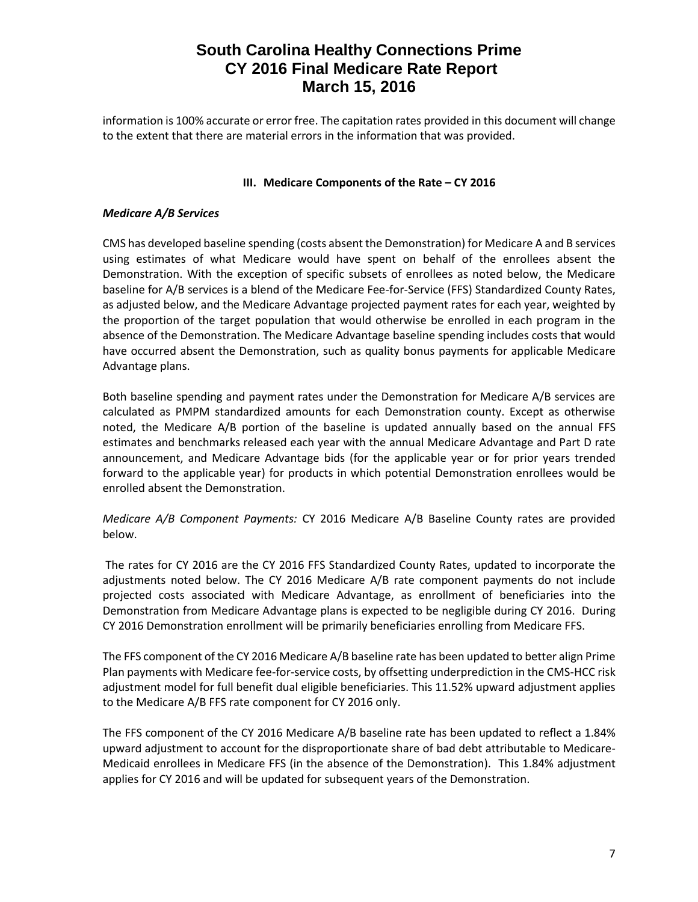information is 100% accurate or error free. The capitation rates provided in this document will change to the extent that there are material errors in the information that was provided.

## III. Medicare Components of the Rate – CY 2016

### *Medicare A/B Services*

CMS has developed baseline spending (costs absent the Demonstration) for Medicare A and B services using estimates of what Medicare would have spent on behalf of the enrollees absent the Demonstration. With the exception of specific subsets of enrollees as noted below, the Medicare baseline for A/B services is a blend of the Medicare Fee-for-Service (FFS) Standardized County Rates, as adjusted below, and the Medicare Advantage projected payment rates for each year, weighted by the proportion of the target population that would otherwise be enrolled in each program in the absence of the Demonstration. The Medicare Advantage baseline spending includes costs that would have occurred absent the Demonstration, such as quality bonus payments for applicable Medicare Advantage plans.

Both baseline spending and payment rates under the Demonstration for Medicare A/B services are calculated as PMPM standardized amounts for each Demonstration county. Except as otherwise noted, the Medicare A/B portion of the baseline is updated annually based on the annual FFS estimates and benchmarks released each year with the annual Medicare Advantage and Part D rate announcement, and Medicare Advantage bids (for the applicable year or for prior years trended forward to the applicable year) for products in which potential Demonstration enrollees would be enrolled absent the Demonstration.

*Medicare A/B Component Payments:* CY 2016 Medicare A/B Baseline County rates are provided below.

The rates for CY 2016 are the CY 2016 FFS Standardized County Rates, updated to incorporate the adjustments noted below. The CY 2016 Medicare A/B rate component payments do not include projected costs associated with Medicare Advantage, as enrollment of beneficiaries into the Demonstration from Medicare Advantage plans is expected to be negligible during CY 2016. During CY 2016 Demonstration enrollment will be primarily beneficiaries enrolling from Medicare FFS.

The FFS component of the CY 2016 Medicare A/B baseline rate has been updated to better align Prime Plan payments with Medicare fee-for-service costs, by offsetting underprediction in the CMS-HCC risk adjustment model for full benefit dual eligible beneficiaries. This 11.52% upward adjustment applies to the Medicare A/B FFS rate component for CY 2016 only.

The FFS component of the CY 2016 Medicare A/B baseline rate has been updated to reflect a 1.84% upward adjustment to account for the disproportionate share of bad debt attributable to Medicare-Medicaid enrollees in Medicare FFS (in the absence of the Demonstration). This 1.84% adjustment applies for CY 2016 and will be updated for subsequent years of the Demonstration.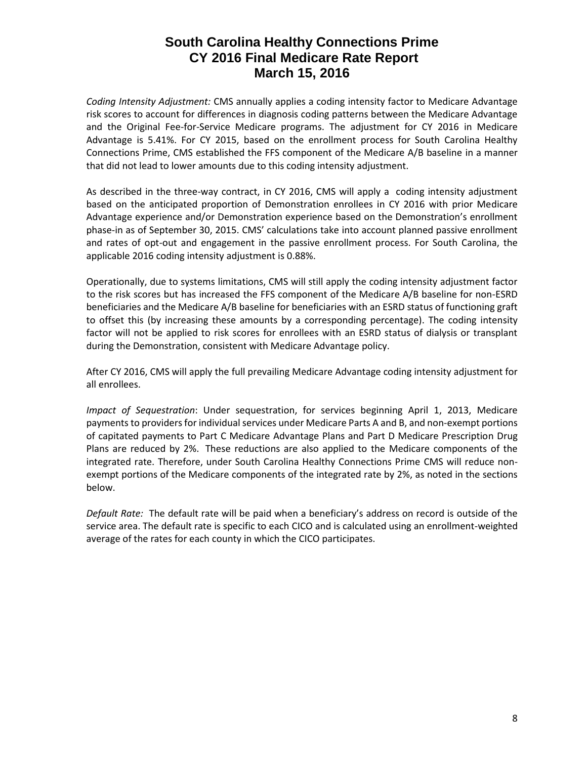*Coding Intensity Adjustment:* CMS annually applies a coding intensity factor to Medicare Advantage risk scores to account for differences in diagnosis coding patterns between the Medicare Advantage and the Original Fee-for-Service Medicare programs. The adjustment for CY 2016 in Medicare Advantage is 5.41%. For CY 2015, based on the enrollment process for South Carolina Healthy Connections Prime, CMS established the FFS component of the Medicare A/B baseline in a manner that did not lead to lower amounts due to this coding intensity adjustment.

As described in the three-way contract, in CY 2016, CMS will apply a coding intensity adjustment based on the anticipated proportion of Demonstration enrollees in CY 2016 with prior Medicare Advantage experience and/or Demonstration experience based on the Demonstration's enrollment phase-in as of September 30, 2015. CMS' calculations take into account planned passive enrollment and rates of opt-out and engagement in the passive enrollment process. For South Carolina, the applicable 2016 coding intensity adjustment is 0.88%.

Operationally, due to systems limitations, CMS will still apply the coding intensity adjustment factor to the risk scores but has increased the FFS component of the Medicare A/B baseline for non-ESRD beneficiaries and the Medicare A/B baseline for beneficiaries with an ESRD status of functioning graft to offset this (by increasing these amounts by a corresponding percentage). The coding intensity factor will not be applied to risk scores for enrollees with an ESRD status of dialysis or transplant during the Demonstration, consistent with Medicare Advantage policy.

After CY 2016, CMS will apply the full prevailing Medicare Advantage coding intensity adjustment for all enrollees.

*Impact of Sequestration*: Under sequestration, for services beginning April 1, 2013, Medicare payments to providers for individual services under Medicare Parts A and B, and non-exempt portions of capitated payments to Part C Medicare Advantage Plans and Part D Medicare Prescription Drug Plans are reduced by 2%. These reductions are also applied to the Medicare components of the integrated rate. Therefore, under South Carolina Healthy Connections Prime CMS will reduce non-exempt portions of the Medicare components of the integrated rate by 2%, as noted in the sections below.

*Default Rate:* The default rate will be paid when a beneficiary's address on record is outside of the service area. The default rate is specific to each CICO and is calculated using an enrollment-weighted average of the rates for each county in which the CICO participates.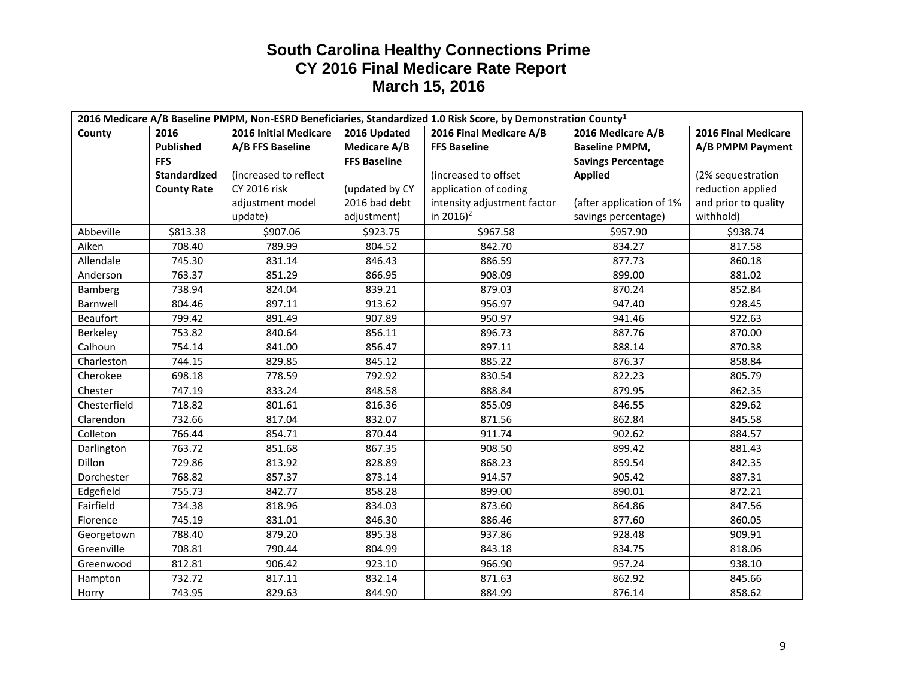# South Carolina Healthy Connections Prime
## CY 2016 Final Medicare Rate Report
## March 15, 2016

| 2016 Medicare A/B Baseline PMPM, Non-ESRD Beneficiaries, Standardized 1.0 Risk Score, by Demonstration County[1] | | | | | | |
|---|---|---|---|---|---|---|
| **County** | **2016 Published FFS Standardized County Rate** | **2016 Initial Medicare A/B FFS Baseline** (increased to reflect CY 2016 risk adjustment model update) | **2016 Updated Medicare A/B FFS Baseline** (updated by CY 2016 bad debt adjustment) | **2016 Final Medicare A/B FFS Baseline** (increased to offset application of coding intensity adjustment factor in 2016)[2] | **2016 Medicare A/B Baseline PMPM, Savings Percentage Applied** (after application of 1% savings percentage) | **2016 Final Medicare A/B PMPM Payment** (2% sequestration reduction applied and prior to quality withhold) |
| Abbeville | $813.38 | $907.06 | $923.75 | $967.58 | $957.90 | $938.74 |
| Aiken | 708.40 | 789.99 | 804.52 | 842.70 | 834.27 | 817.58 |
| Allendale | 745.30 | 831.14 | 846.43 | 886.59 | 877.73 | 860.18 |
| Anderson | 763.37 | 851.29 | 866.95 | 908.09 | 899.00 | 881.02 |
| Bamberg | 738.94 | 824.04 | 839.21 | 879.03 | 870.24 | 852.84 |
| Barnwell | 804.46 | 897.11 | 913.62 | 956.97 | 947.40 | 928.45 |
| Beaufort | 799.42 | 891.49 | 907.89 | 950.97 | 941.46 | 922.63 |
| Berkeley | 753.82 | 840.64 | 856.11 | 896.73 | 887.76 | 870.00 |
| Calhoun | 754.14 | 841.00 | 856.47 | 897.11 | 888.14 | 870.38 |
| Charleston | 744.15 | 829.85 | 845.12 | 885.22 | 876.37 | 858.84 |
| Cherokee | 698.18 | 778.59 | 792.92 | 830.54 | 822.23 | 805.79 |
| Chester | 747.19 | 833.24 | 848.58 | 888.84 | 879.95 | 862.35 |
| Chesterfield | 718.82 | 801.61 | 816.36 | 855.09 | 846.55 | 829.62 |
| Clarendon | 732.66 | 817.04 | 832.07 | 871.56 | 862.84 | 845.58 |
| Colleton | 766.44 | 854.71 | 870.44 | 911.74 | 902.62 | 884.57 |
| Darlington | 763.72 | 851.68 | 867.35 | 908.50 | 899.42 | 881.43 |
| Dillon | 729.86 | 813.92 | 828.89 | 868.23 | 859.54 | 842.35 |
| Dorchester | 768.82 | 857.37 | 873.14 | 914.57 | 905.42 | 887.31 |
| Edgefield | 755.73 | 842.77 | 858.28 | 899.00 | 890.01 | 872.21 |
| Fairfield | 734.38 | 818.96 | 834.03 | 873.60 | 864.86 | 847.56 |
| Florence | 745.19 | 831.01 | 846.30 | 886.46 | 877.60 | 860.05 |
| Georgetown | 788.40 | 879.20 | 895.38 | 937.86 | 928.48 | 909.91 |
| Greenville | 708.81 | 790.44 | 804.99 | 843.18 | 834.75 | 818.06 |
| Greenwood | 812.81 | 906.42 | 923.10 | 966.90 | 957.24 | 938.10 |
| Hampton | 732.72 | 817.11 | 832.14 | 871.63 | 862.92 | 845.66 |
| Horry | 743.95 | 829.63 | 844.90 | 884.99 | 876.14 | 858.62 |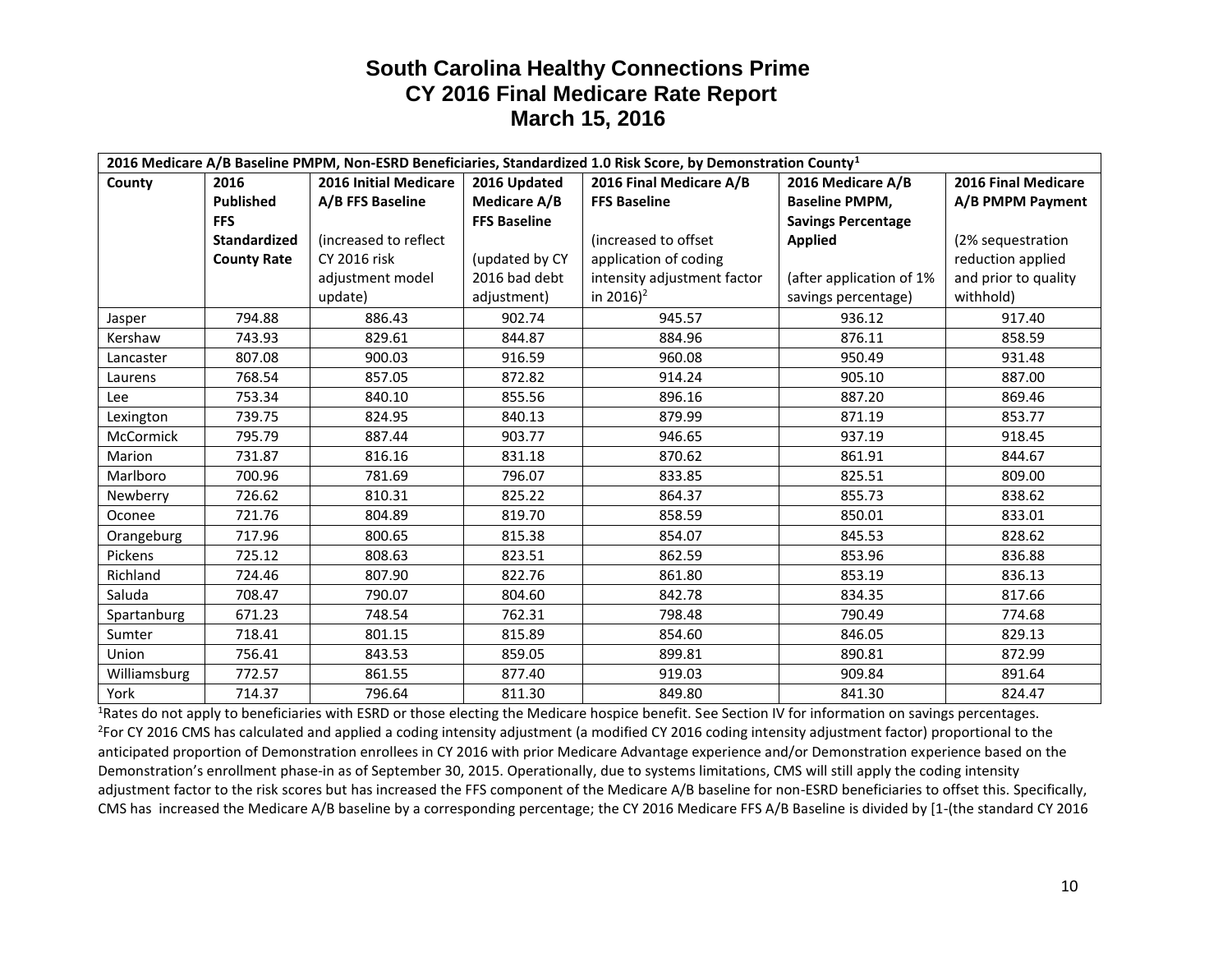# South Carolina Healthy Connections Prime
## CY 2016 Final Medicare Rate Report
### March 15, 2016

| 2016 Medicare A/B Baseline PMPM, Non-ESRD Beneficiaries, Standardized 1.0 Risk Score, by Demonstration County[1] | | | | | | |
|---|---|---|---|---|---|---|
| **County** | **2016 Published FFS Standardized County Rate** | **2016 Initial Medicare A/B FFS Baseline** (increased to reflect CY 2016 risk adjustment model update) | **2016 Updated Medicare A/B FFS Baseline** (updated by CY 2016 bad debt adjustment) | **2016 Final Medicare A/B FFS Baseline** (increased to offset application of coding intensity adjustment factor in 2016)[2] | **2016 Medicare A/B Baseline PMPM, Savings Percentage Applied** (after application of 1% savings percentage) | **2016 Final Medicare A/B PMPM Payment** (2% sequestration reduction applied and prior to quality withhold) |
| Jasper | 794.88 | 886.43 | 902.74 | 945.57 | 936.12 | 917.40 |
| Kershaw | 743.93 | 829.61 | 844.87 | 884.96 | 876.11 | 858.59 |
| Lancaster | 807.08 | 900.03 | 916.59 | 960.08 | 950.49 | 931.48 |
| Laurens | 768.54 | 857.05 | 872.82 | 914.24 | 905.10 | 887.00 |
| Lee | 753.34 | 840.10 | 855.56 | 896.16 | 887.20 | 869.46 |
| Lexington | 739.75 | 824.95 | 840.13 | 879.99 | 871.19 | 853.77 |
| McCormick | 795.79 | 887.44 | 903.77 | 946.65 | 937.19 | 918.45 |
| Marion | 731.87 | 816.16 | 831.18 | 870.62 | 861.91 | 844.67 |
| Marlboro | 700.96 | 781.69 | 796.07 | 833.85 | 825.51 | 809.00 |
| Newberry | 726.62 | 810.31 | 825.22 | 864.37 | 855.73 | 838.62 |
| Oconee | 721.76 | 804.89 | 819.70 | 858.59 | 850.01 | 833.01 |
| Orangeburg | 717.96 | 800.65 | 815.38 | 854.07 | 845.53 | 828.62 |
| Pickens | 725.12 | 808.63 | 823.51 | 862.59 | 853.96 | 836.88 |
| Richland | 724.46 | 807.90 | 822.76 | 861.80 | 853.19 | 836.13 |
| Saluda | 708.47 | 790.07 | 804.60 | 842.78 | 834.35 | 817.66 |
| Spartanburg | 671.23 | 748.54 | 762.31 | 798.48 | 790.49 | 774.68 |
| Sumter | 718.41 | 801.15 | 815.89 | 854.60 | 846.05 | 829.13 |
| Union | 756.41 | 843.53 | 859.05 | 899.81 | 890.81 | 872.99 |
| Williamsburg | 772.57 | 861.55 | 877.40 | 919.03 | 909.84 | 891.64 |
| York | 714.37 | 796.64 | 811.30 | 849.80 | 841.30 | 824.47 |

[1]Rates do not apply to beneficiaries with ESRD or those electing the Medicare hospice benefit. See Section IV for information on savings percentages.

[2]For CY 2016 CMS has calculated and applied a coding intensity adjustment (a modified CY 2016 coding intensity adjustment factor) proportional to the anticipated proportion of Demonstration enrollees in CY 2016 with prior Medicare Advantage experience and/or Demonstration experience based on the Demonstration's enrollment phase-in as of September 30, 2015. Operationally, due to systems limitations, CMS will still apply the coding intensity adjustment factor to the risk scores but has increased the FFS component of the Medicare A/B baseline for non-ESRD beneficiaries to offset this. Specifically, CMS has increased the Medicare A/B baseline by a corresponding percentage; the CY 2016 Medicare FFS A/B Baseline is divided by [1-(the standard CY 2016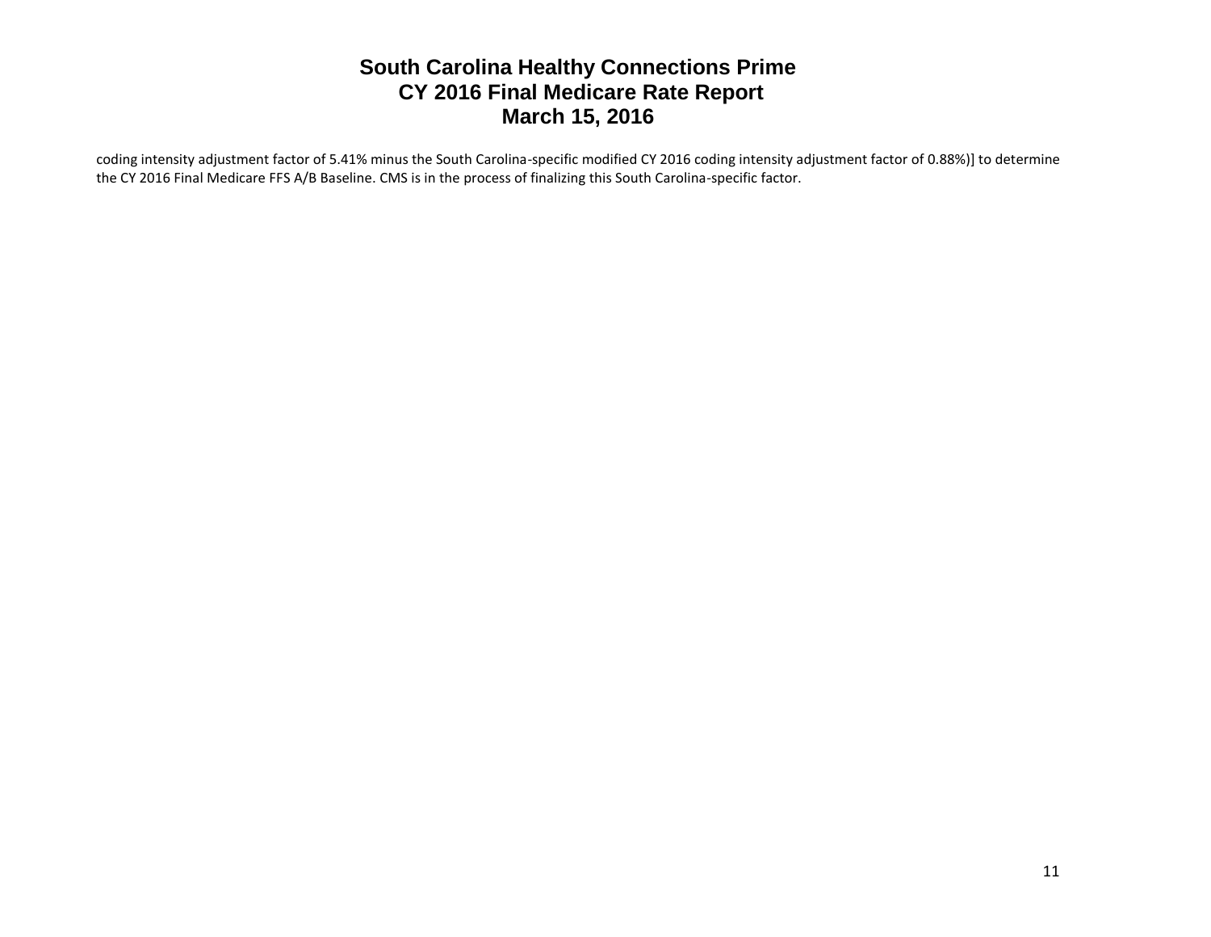coding intensity adjustment factor of 5.41% minus the South Carolina-specific modified CY 2016 coding intensity adjustment factor of 0.88%)] to determine the CY 2016 Final Medicare FFS A/B Baseline. CMS is in the process of finalizing this South Carolina-specific factor.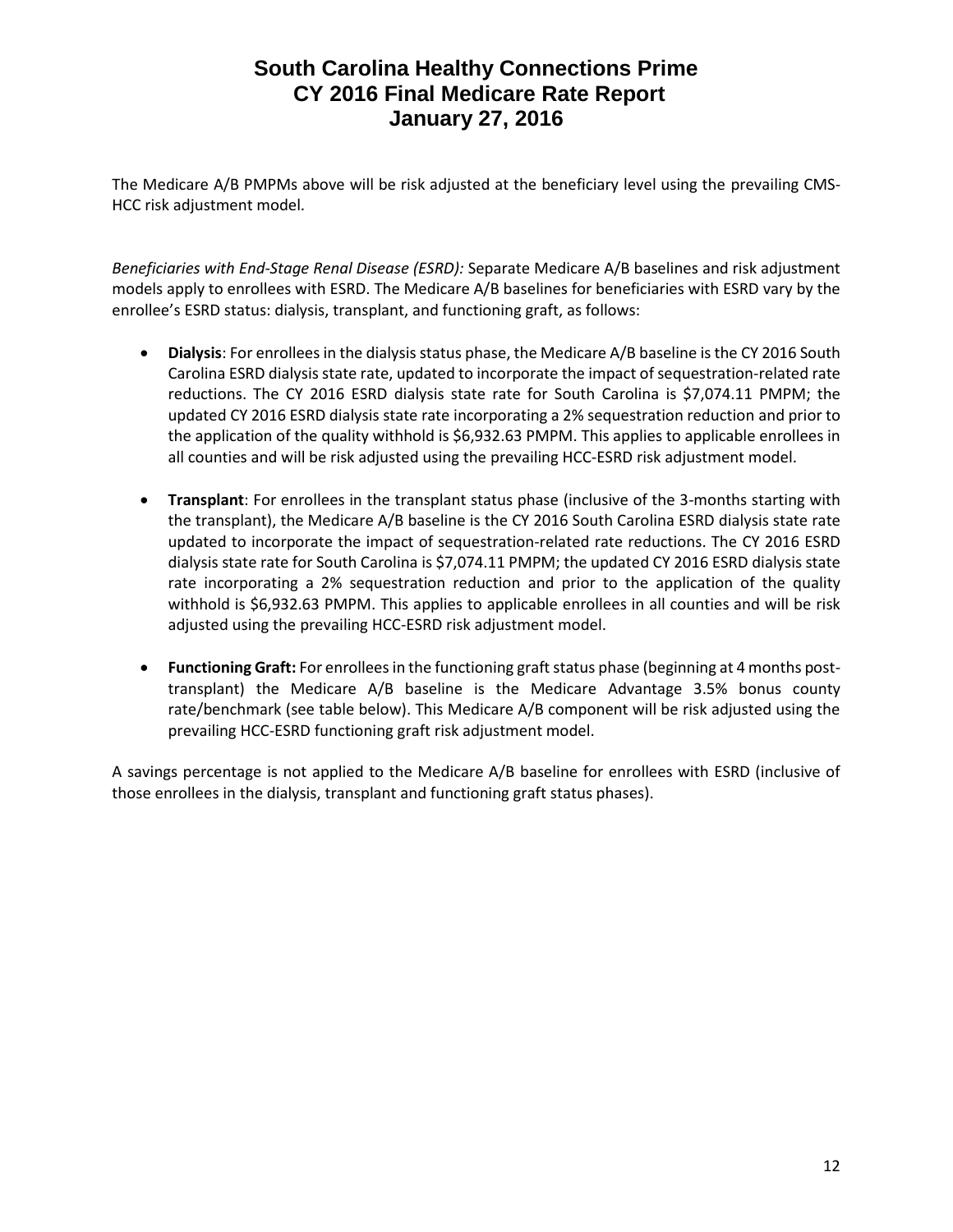The Medicare A/B PMPMs above will be risk adjusted at the beneficiary level using the prevailing CMS-HCC risk adjustment model.

*Beneficiaries with End-Stage Renal Disease (ESRD):* Separate Medicare A/B baselines and risk adjustment models apply to enrollees with ESRD. The Medicare A/B baselines for beneficiaries with ESRD vary by the enrollee's ESRD status: dialysis, transplant, and functioning graft, as follows:

- **Dialysis**: For enrollees in the dialysis status phase, the Medicare A/B baseline is the CY 2016 South Carolina ESRD dialysis state rate, updated to incorporate the impact of sequestration-related rate reductions. The CY 2016 ESRD dialysis state rate for South Carolina is $7,074.11 PMPM; the updated CY 2016 ESRD dialysis state rate incorporating a 2% sequestration reduction and prior to the application of the quality withhold is $6,932.63 PMPM. This applies to applicable enrollees in all counties and will be risk adjusted using the prevailing HCC-ESRD risk adjustment model.

- **Transplant**: For enrollees in the transplant status phase (inclusive of the 3-months starting with the transplant), the Medicare A/B baseline is the CY 2016 South Carolina ESRD dialysis state rate updated to incorporate the impact of sequestration-related rate reductions. The CY 2016 ESRD dialysis state rate for South Carolina is $7,074.11 PMPM; the updated CY 2016 ESRD dialysis state rate incorporating a 2% sequestration reduction and prior to the application of the quality withhold is $6,932.63 PMPM. This applies to applicable enrollees in all counties and will be risk adjusted using the prevailing HCC-ESRD risk adjustment model.

- **Functioning Graft:** For enrollees in the functioning graft status phase (beginning at 4 months post-transplant) the Medicare A/B baseline is the Medicare Advantage 3.5% bonus county rate/benchmark (see table below). This Medicare A/B component will be risk adjusted using the prevailing HCC-ESRD functioning graft risk adjustment model.

A savings percentage is not applied to the Medicare A/B baseline for enrollees with ESRD (inclusive of those enrollees in the dialysis, transplant and functioning graft status phases).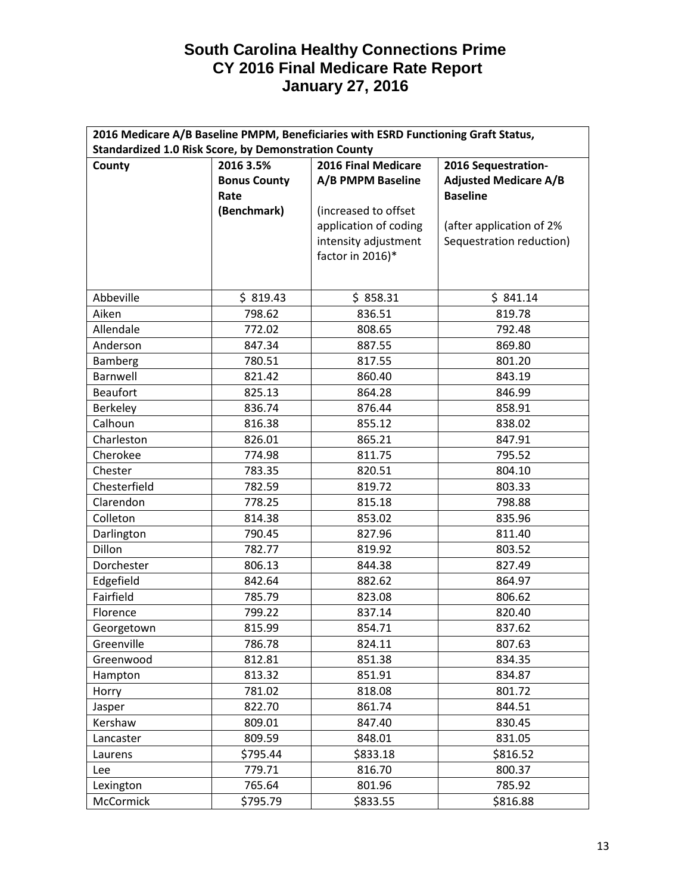# South Carolina Healthy Connections Prime
# CY 2016 Final Medicare Rate Report
# January 27, 2016

| 2016 Medicare A/B Baseline PMPM, Beneficiaries with ESRD Functioning Graft Status, Standardized 1.0 Risk Score, by Demonstration County | | | |
|---|---|---|---|
| **County** | **2016 3.5% Bonus County Rate (Benchmark)** | **2016 Final Medicare A/B PMPM Baseline**<br><br>(increased to offset application of coding intensity adjustment factor in 2016)* | **2016 Sequestration-Adjusted Medicare A/B Baseline**<br><br>(after application of 2% Sequestration reduction) |
| Abbeville | $ 819.43 | $ 858.31 | $ 841.14 |
| Aiken | 798.62 | 836.51 | 819.78 |
| Allendale | 772.02 | 808.65 | 792.48 |
| Anderson | 847.34 | 887.55 | 869.80 |
| Bamberg | 780.51 | 817.55 | 801.20 |
| Barnwell | 821.42 | 860.40 | 843.19 |
| Beaufort | 825.13 | 864.28 | 846.99 |
| Berkeley | 836.74 | 876.44 | 858.91 |
| Calhoun | 816.38 | 855.12 | 838.02 |
| Charleston | 826.01 | 865.21 | 847.91 |
| Cherokee | 774.98 | 811.75 | 795.52 |
| Chester | 783.35 | 820.51 | 804.10 |
| Chesterfield | 782.59 | 819.72 | 803.33 |
| Clarendon | 778.25 | 815.18 | 798.88 |
| Colleton | 814.38 | 853.02 | 835.96 |
| Darlington | 790.45 | 827.96 | 811.40 |
| Dillon | 782.77 | 819.92 | 803.52 |
| Dorchester | 806.13 | 844.38 | 827.49 |
| Edgefield | 842.64 | 882.62 | 864.97 |
| Fairfield | 785.79 | 823.08 | 806.62 |
| Florence | 799.22 | 837.14 | 820.40 |
| Georgetown | 815.99 | 854.71 | 837.62 |
| Greenville | 786.78 | 824.11 | 807.63 |
| Greenwood | 812.81 | 851.38 | 834.35 |
| Hampton | 813.32 | 851.91 | 834.87 |
| Horry | 781.02 | 818.08 | 801.72 |
| Jasper | 822.70 | 861.74 | 844.51 |
| Kershaw | 809.01 | 847.40 | 830.45 |
| Lancaster | 809.59 | 848.01 | 831.05 |
| Laurens | $795.44 | $833.18 | $816.52 |
| Lee | 779.71 | 816.70 | 800.37 |
| Lexington | 765.64 | 801.96 | 785.92 |
| McCormick | $795.79 | $833.55 | $816.88 |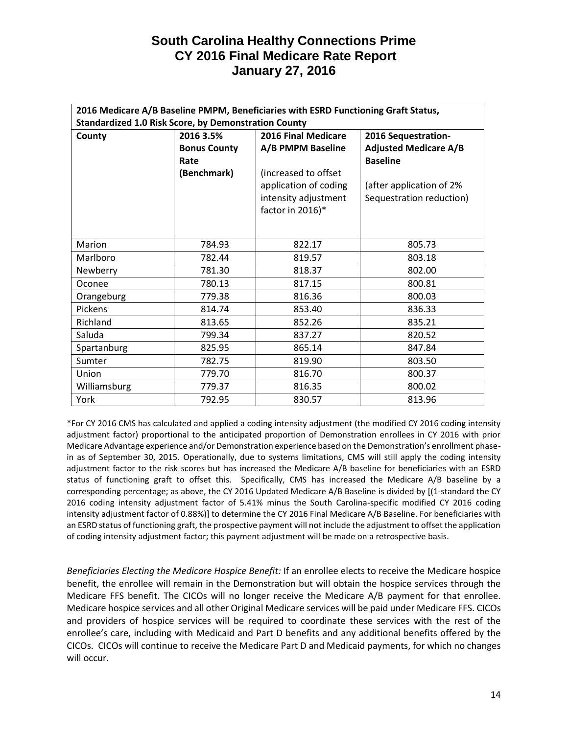# South Carolina Healthy Connections Prime
# CY 2016 Final Medicare Rate Report
# January 27, 2016

| 2016 Medicare A/B Baseline PMPM, Beneficiaries with ESRD Functioning Graft Status, Standardized 1.0 Risk Score, by Demonstration County | | | |
|---|---|---|---|
| **County** | **2016 3.5% Bonus County Rate (Benchmark)** | **2016 Final Medicare A/B PMPM Baseline** (increased to offset application of coding intensity adjustment factor in 2016)* | **2016 Sequestration-Adjusted Medicare A/B Baseline** (after application of 2% Sequestration reduction) |
| Marion | 784.93 | 822.17 | 805.73 |
| Marlboro | 782.44 | 819.57 | 803.18 |
| Newberry | 781.30 | 818.37 | 802.00 |
| Oconee | 780.13 | 817.15 | 800.81 |
| Orangeburg | 779.38 | 816.36 | 800.03 |
| Pickens | 814.74 | 853.40 | 836.33 |
| Richland | 813.65 | 852.26 | 835.21 |
| Saluda | 799.34 | 837.27 | 820.52 |
| Spartanburg | 825.95 | 865.14 | 847.84 |
| Sumter | 782.75 | 819.90 | 803.50 |
| Union | 779.70 | 816.70 | 800.37 |
| Williamsburg | 779.37 | 816.35 | 800.02 |
| York | 792.95 | 830.57 | 813.96 |

*For CY 2016 CMS has calculated and applied a coding intensity adjustment (the modified CY 2016 coding intensity adjustment factor) proportional to the anticipated proportion of Demonstration enrollees in CY 2016 with prior Medicare Advantage experience and/or Demonstration experience based on the Demonstration's enrollment phase-in as of September 30, 2015. Operationally, due to systems limitations, CMS will still apply the coding intensity adjustment factor to the risk scores but has increased the Medicare A/B baseline for beneficiaries with an ESRD status of functioning graft to offset this. Specifically, CMS has increased the Medicare A/B baseline by a corresponding percentage; as above, the CY 2016 Updated Medicare A/B Baseline is divided by [(1-standard the CY 2016 coding intensity adjustment factor of 5.41% minus the South Carolina-specific modified CY 2016 coding intensity adjustment factor of 0.88%)] to determine the CY 2016 Final Medicare A/B Baseline. For beneficiaries with an ESRD status of functioning graft, the prospective payment will not include the adjustment to offset the application of coding intensity adjustment factor; this payment adjustment will be made on a retrospective basis.

*Beneficiaries Electing the Medicare Hospice Benefit:* If an enrollee elects to receive the Medicare hospice benefit, the enrollee will remain in the Demonstration but will obtain the hospice services through the Medicare FFS benefit. The CICOs will no longer receive the Medicare A/B payment for that enrollee. Medicare hospice services and all other Original Medicare services will be paid under Medicare FFS. CICOs and providers of hospice services will be required to coordinate these services with the rest of the enrollee's care, including with Medicaid and Part D benefits and any additional benefits offered by the CICOs. CICOs will continue to receive the Medicare Part D and Medicaid payments, for which no changes will occur.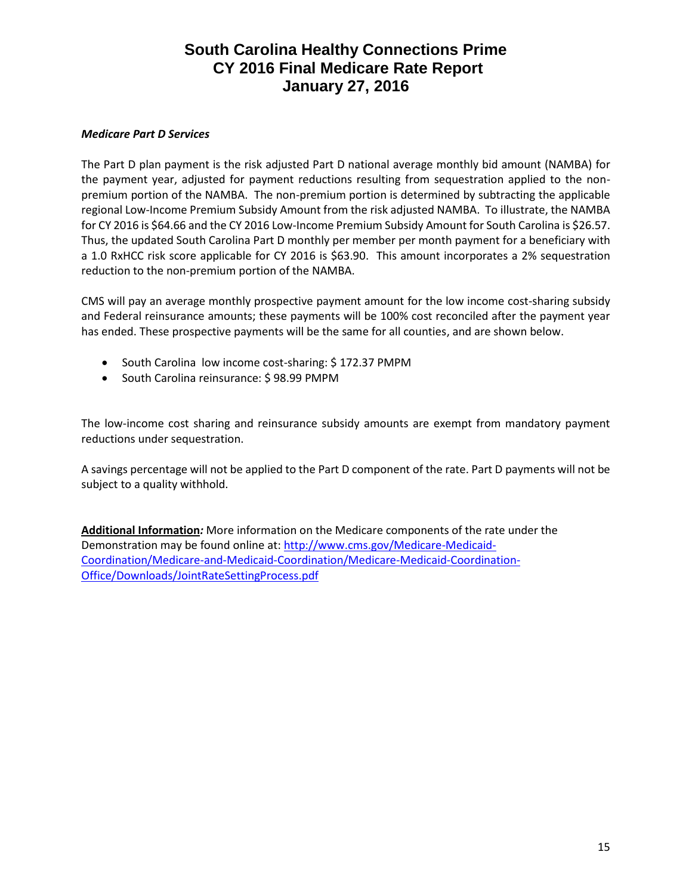*Medicare Part D Services*

The Part D plan payment is the risk adjusted Part D national average monthly bid amount (NAMBA) for the payment year, adjusted for payment reductions resulting from sequestration applied to the non-premium portion of the NAMBA. The non-premium portion is determined by subtracting the applicable regional Low-Income Premium Subsidy Amount from the risk adjusted NAMBA. To illustrate, the NAMBA for CY 2016 is $64.66 and the CY 2016 Low-Income Premium Subsidy Amount for South Carolina is $26.57. Thus, the updated South Carolina Part D monthly per member per month payment for a beneficiary with a 1.0 RxHCC risk score applicable for CY 2016 is $63.90. This amount incorporates a 2% sequestration reduction to the non-premium portion of the NAMBA.

CMS will pay an average monthly prospective payment amount for the low income cost-sharing subsidy and Federal reinsurance amounts; these payments will be 100% cost reconciled after the payment year has ended. These prospective payments will be the same for all counties, and are shown below.

- South Carolina low income cost-sharing: $ 172.37 PMPM
- South Carolina reinsurance: $ 98.99 PMPM

The low-income cost sharing and reinsurance subsidy amounts are exempt from mandatory payment reductions under sequestration.

A savings percentage will not be applied to the Part D component of the rate. Part D payments will not be subject to a quality withhold.

**Additional Information***:* More information on the Medicare components of the rate under the Demonstration may be found online at: [http://www.cms.gov/Medicare-Medicaid-Coordination/Medicare-and-Medicaid-Coordination/Medicare-Medicaid-Coordination-Office/Downloads/JointRateSettingProcess.pdf](http://www.cms.gov/Medicare-Medicaid-Coordination/Medicare-and-Medicaid-Coordination/Medicare-Medicaid-Coordination-Office/Downloads/JointRateSettingProcess.pdf)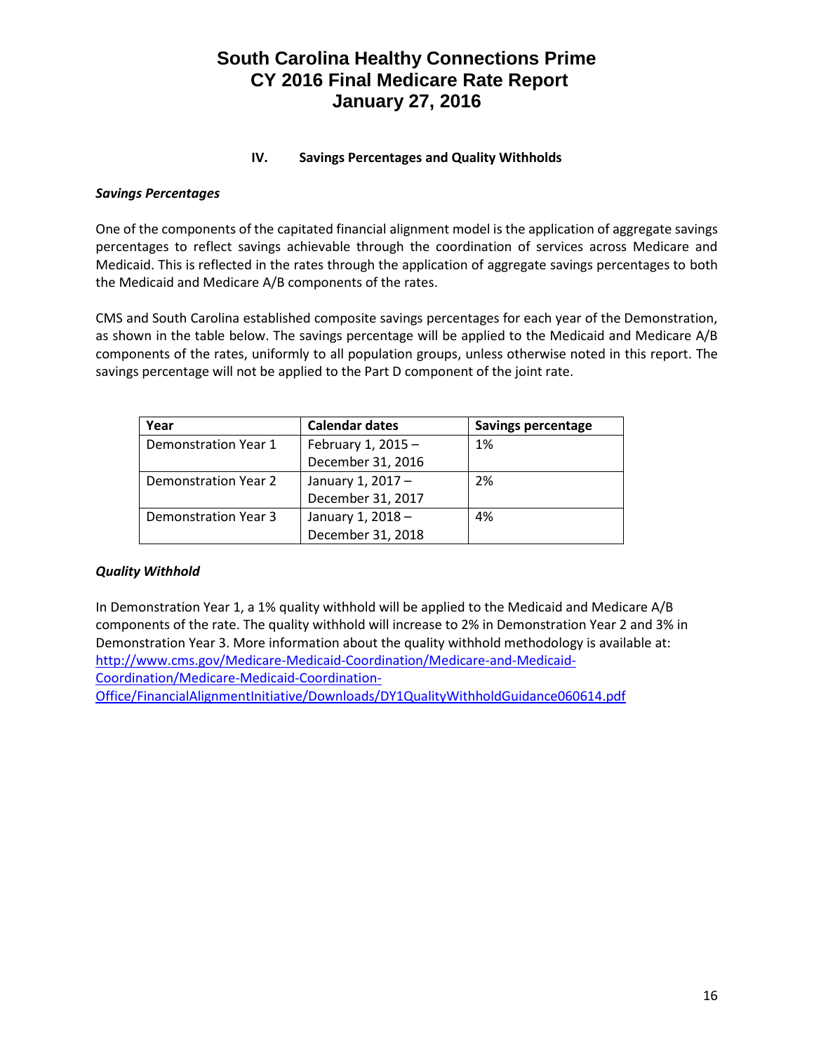## IV. Savings Percentages and Quality Withholds

### *Savings Percentages*

One of the components of the capitated financial alignment model is the application of aggregate savings percentages to reflect savings achievable through the coordination of services across Medicare and Medicaid. This is reflected in the rates through the application of aggregate savings percentages to both the Medicaid and Medicare A/B components of the rates.

CMS and South Carolina established composite savings percentages for each year of the Demonstration, as shown in the table below. The savings percentage will be applied to the Medicaid and Medicare A/B components of the rates, uniformly to all population groups, unless otherwise noted in this report. The savings percentage will not be applied to the Part D component of the joint rate.

| Year | Calendar dates | Savings percentage |
|---|---|---|
| Demonstration Year 1 | February 1, 2015 – December 31, 2016 | 1% |
| Demonstration Year 2 | January 1, 2017 – December 31, 2017 | 2% |
| Demonstration Year 3 | January 1, 2018 – December 31, 2018 | 4% |

### *Quality Withhold*

In Demonstration Year 1, a 1% quality withhold will be applied to the Medicaid and Medicare A/B components of the rate. The quality withhold will increase to 2% in Demonstration Year 2 and 3% in Demonstration Year 3. More information about the quality withhold methodology is available at: http://www.cms.gov/Medicare-Medicaid-Coordination/Medicare-and-Medicaid-Coordination/Medicare-Medicaid-Coordination-Office/FinancialAlignmentInitiative/Downloads/DY1QualityWithholdGuidance060614.pdf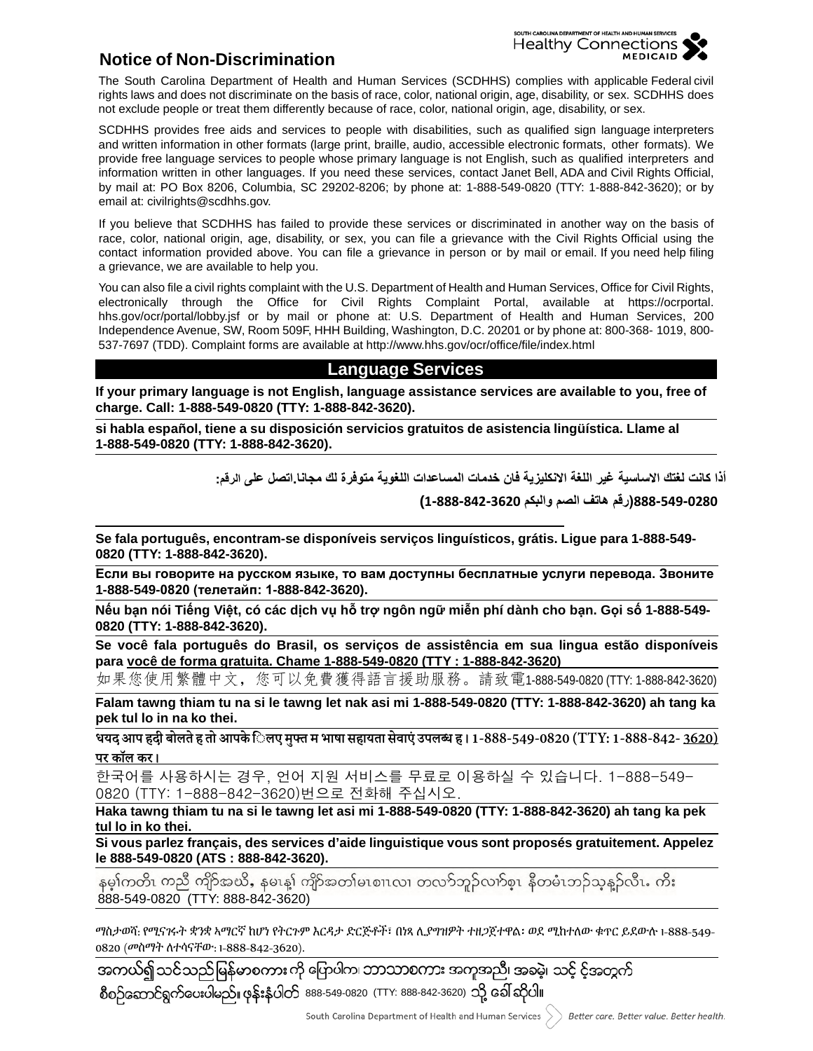## Notice of Non-Discrimination

The South Carolina Department of Health and Human Services (SCDHHS) complies with applicable Federal civil rights laws and does not discriminate on the basis of race, color, national origin, age, disability, or sex. SCDHHS does not exclude people or treat them differently because of race, color, national origin, age, disability, or sex.

SCDHHS provides free aids and services to people with disabilities, such as qualified sign language interpreters and written information in other formats (large print, braille, audio, accessible electronic formats, other formats). We provide free language services to people whose primary language is not English, such as qualified interpreters and information written in other languages. If you need these services, contact Janet Bell, ADA and Civil Rights Official, by mail at: PO Box 8206, Columbia, SC 29202-8206; by phone at: 1-888-549-0820 (TTY: 1-888-842-3620); or by email at: civilrights@scdhhs.gov.

If you believe that SCDHHS has failed to provide these services or discriminated in another way on the basis of race, color, national origin, age, disability, or sex, you can file a grievance with the Civil Rights Official using the contact information provided above. You can file a grievance in person or by mail or email. If you need help filing a grievance, we are available to help you.

You can also file a civil rights complaint with the U.S. Department of Health and Human Services, Office for Civil Rights, electronically through the Office for Civil Rights Complaint Portal, available at https://ocrportal.hhs.gov/ocr/portal/lobby.jsf or by mail or phone at: U.S. Department of Health and Human Services, 200 Independence Avenue, SW, Room 509F, HHH Building, Washington, D.C. 20201 or by phone at: 800-368- 1019, 800-537-7697 (TDD). Complaint forms are available at http://www.hhs.gov/ocr/office/file/index.html

## Language Services

**If your primary language is not English, language assistance services are available to you, free of charge. Call: 1-888-549-0820 (TTY: 1-888-842-3620).**

**si habla español, tiene a su disposición servicios gratuitos de asistencia lingüística. Llame al 1-888-549-0820 (TTY: 1-888-842-3620).**

**أذا كانت لغتك الاساسية غير اللغة الانكليزية فان خدمات المساعدات اللغوية متوفرة لك مجانا.اتصل على الرقم:**

**888-549-0280(رقم هاتف الصم والبكم 1-888-842-3620)**

**Se fala português, encontram-se disponíveis serviços linguísticos, grátis. Ligue para 1-888-549-0820 (TTY: 1-888-842-3620).**

**Если вы говорите на русском языке, то вам доступны бесплатные услуги перевода. Звоните 1-888-549-0820 (телетайп: 1-888-842-3620).**

**Nếu bạn nói Tiếng Việt, có các dịch vụ hỗ trợ ngôn ngữ miễn phí dành cho bạn. Gọi số 1-888-549-0820 (TTY: 1-888-842-3620).**

**Se você fala português do Brasil, os serviços de assistência em sua lingua estão disponíveis para você de forma gratuita. Chame 1-888-549-0820 (TTY : 1-888-842-3620)**

如果您使用繁體中文，您可以免費獲得語言援助服務。請致電1-888-549-0820 (TTY: 1-888-842-3620)

**Falam tawng thiam tu na si le tawng let nak asi mi 1-888-549-0820 (TTY: 1-888-842-3620) ah tang ka pek tul lo in na ko thei.**

**यदि आप हिंदी बोलते है तो आपके लिए मुफ्त मे भाषा सहायता सेवाएं उपलब्ध है। 1-888-549-0820 (TTY: 1-888-842- 3620) पर कॉल करे।**

한국어를 사용하시는 경우, 언어 지원 서비스를 무료로 이용하실 수 있습니다. 1-888-549-0820 (TTY: 1-888-842-3620)번으로 전화해 주십시오.

**Haka tawng thiam tu na si le tawng let asi mi 1-888-549-0820 (TTY: 1-888-842-3620) ah tang ka pek tul lo in ko thei.**

**Si vous parlez français, des services d'aide linguistique vous sont proposés gratuitement. Appelez le 888-549-0820 (ATS : 888-842-3620).**

နမ့်ကတိၤ ကညီ ကျိာ်အယိ, နမၤန့ၢ် ကျိာ်အတၢ်မၤစၢၤလၢ တလၢာ်ဘူဉ်လၢာ်စ့ၤ နီတမံၤဘဉ်သ့န့ဉ်လီၤ. ကိး 888-549-0820 (TTY: 888-842-3620)

ማስታወሻ: የሚናገሩት ቋንቋ ኣማርኛ ከሆነ የትርጉም እርዳታ ድርጅቶች፣ በነጻ ሊያግዝዎት ተዘጋጀተዋል፡ ወደ ሚከተለው ቁጥር ይደውሉ 1-888-549-0820 (መስማት ለተሳናቸው: 1-888-842-3620).

အကယ်၍ သင်သည် မြန်မာစကား ကို ပြောပါက၊ ဘာသာစကား အကူအညီ၊ အခမဲ့၊ သင့် အတွက် စီစဉ်ဆောင်ရွက်ပေးပါမည်။ ဖုန်းနံပါတ် 888-549-0820 (TTY: 888-842-3620) သို့ ခေါ်ဆိုပါ။